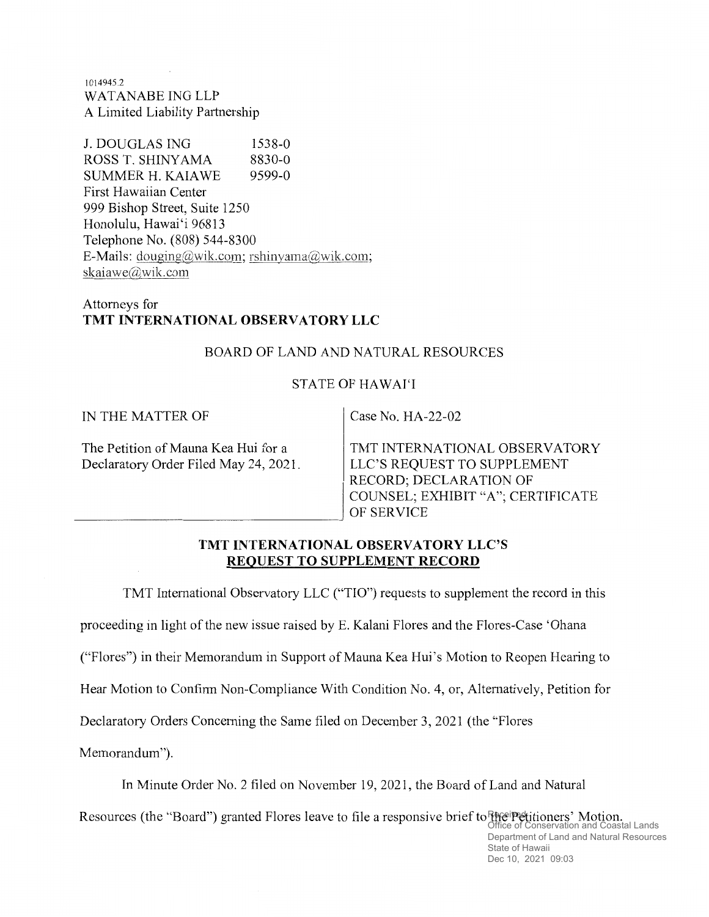1014945.2
WATANABE ING LLP
A Limited Liability Partnership

J. DOUGLAS ING 1538-0
ROSS T. SHINYAMA 8830-0
SUMMER H. KAIAWE 9599-0
First Hawaiian Center
999 Bishop Street, Suite 1250
Honolulu, Hawai'i 96813
Telephone No. (808) 544-8300
E-Mails: douging@wik.com; rshinyama@wik.com; skaiawe@wik.com

Attorneys for
**TMT INTERNATIONAL OBSERVATORY LLC**

BOARD OF LAND AND NATURAL RESOURCES

STATE OF HAWAI'I

| IN THE MATTER OF<br><br>The Petition of Mauna Kea Hui for a Declaratory Order Filed May 24, 2021. | Case No. HA-22-02<br><br>TMT INTERNATIONAL OBSERVATORY LLC'S REQUEST TO SUPPLEMENT RECORD; DECLARATION OF COUNSEL; EXHIBIT "A"; CERTIFICATE OF SERVICE |
|---|---|

## TMT INTERNATIONAL OBSERVATORY LLC'S REQUEST TO SUPPLEMENT RECORD

TMT International Observatory LLC ("TIO") requests to supplement the record in this proceeding in light of the new issue raised by E. Kalani Flores and the Flores-Case 'Ohana ("Flores") in their Memorandum in Support of Mauna Kea Hui's Motion to Reopen Hearing to Hear Motion to Confirm Non-Compliance With Condition No. 4, or, Alternatively, Petition for Declaratory Orders Concerning the Same filed on December 3, 2021 (the "Flores Memorandum").

In Minute Order No. 2 filed on November 19, 2021, the Board of Land and Natural Resources (the "Board") granted Flores leave to file a responsive brief to the Petitioners' Motion.

Received
Office of Conservation and Coastal Lands
Department of Land and Natural Resources
State of Hawaii
Dec 10, 2021 09:03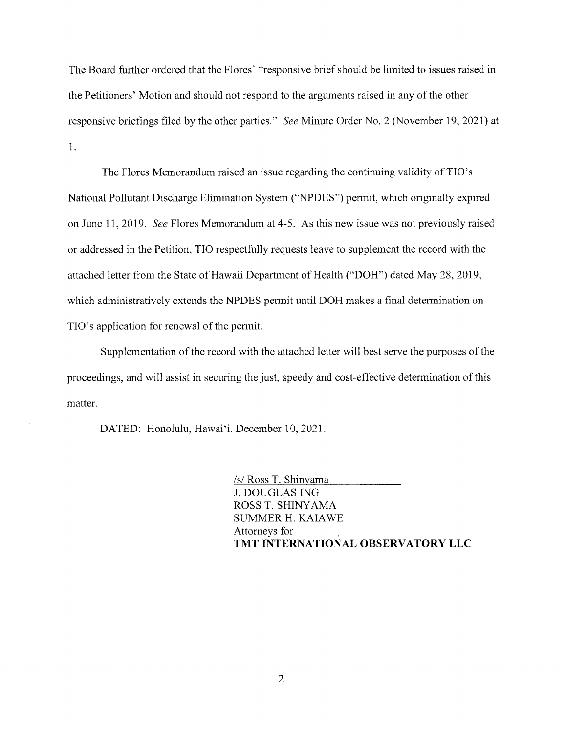The Board further ordered that the Flores' "responsive brief should be limited to issues raised in the Petitioners' Motion and should not respond to the arguments raised in any of the other responsive briefings filed by the other parties." *See* Minute Order No. 2 (November 19, 2021) at 1.

The Flores Memorandum raised an issue regarding the continuing validity of TIO's National Pollutant Discharge Elimination System ("NPDES") permit, which originally expired on June 11, 2019. *See* Flores Memorandum at 4-5. As this new issue was not previously raised or addressed in the Petition, TIO respectfully requests leave to supplement the record with the attached letter from the State of Hawaii Department of Health ("DOH") dated May 28, 2019, which administratively extends the NPDES permit until DOH makes a final determination on TIO's application for renewal of the permit.

Supplementation of the record with the attached letter will best serve the purposes of the proceedings, and will assist in securing the just, speedy and cost-effective determination of this matter.

DATED: Honolulu, Hawai'i, December 10, 2021.

/s/ Ross T. Shinyama
J. DOUGLAS ING
ROSS T. SHINYAMA
SUMMER H. KAIAWE
Attorneys for
**TMT INTERNATIONAL OBSERVATORY LLC**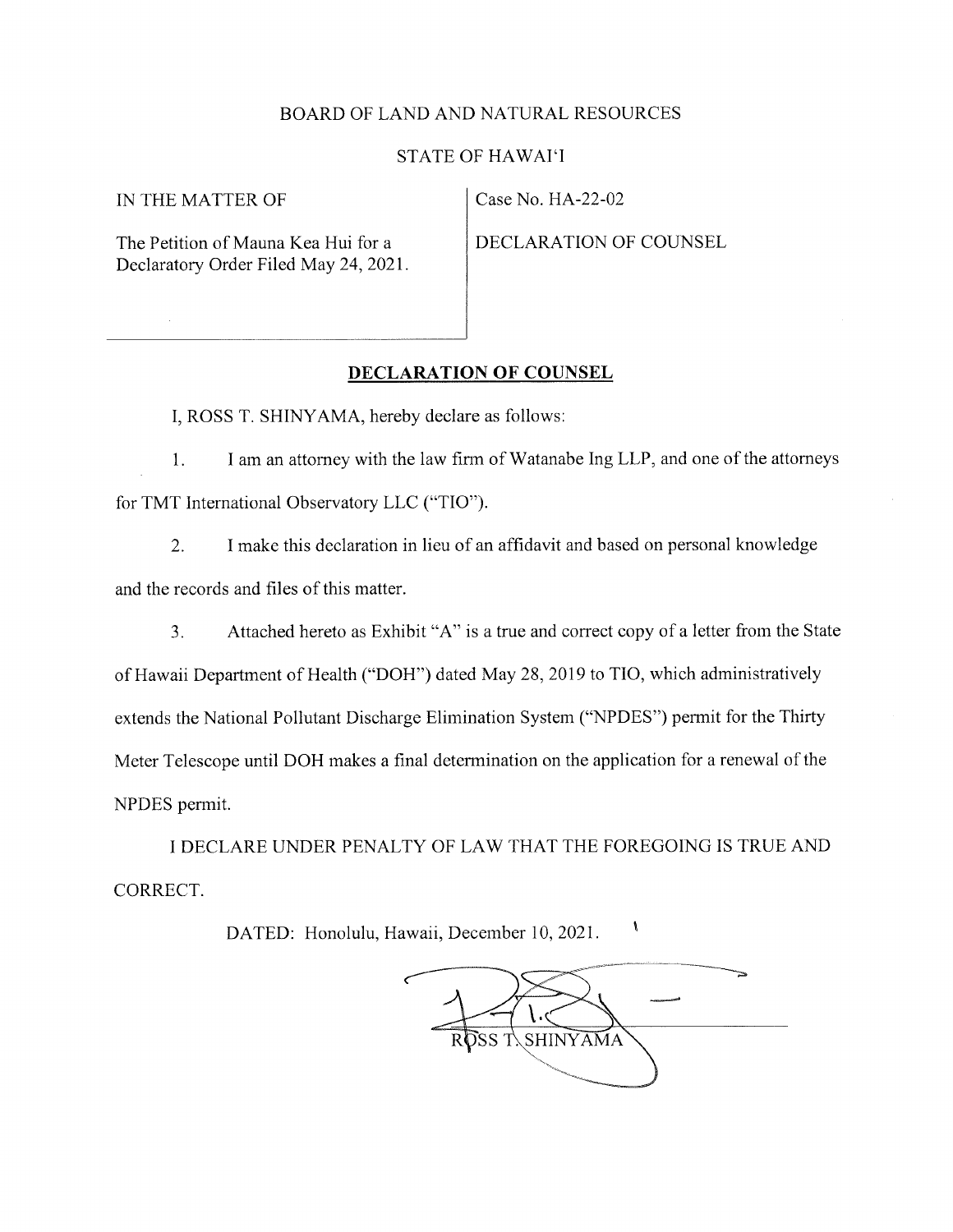BOARD OF LAND AND NATURAL RESOURCES

STATE OF HAWAIʻI

| IN THE MATTER OF<br><br>The Petition of Mauna Kea Hui for a Declaratory Order Filed May 24, 2021. | Case No. HA-22-02<br><br>DECLARATION OF COUNSEL |
|---|---|

## DECLARATION OF COUNSEL

I, ROSS T. SHINYAMA, hereby declare as follows:

1. I am an attorney with the law firm of Watanabe Ing LLP, and one of the attorneys for TMT International Observatory LLC ("TIO").

2. I make this declaration in lieu of an affidavit and based on personal knowledge and the records and files of this matter.

3. Attached hereto as Exhibit "A" is a true and correct copy of a letter from the State of Hawaii Department of Health ("DOH") dated May 28, 2019 to TIO, which administratively extends the National Pollutant Discharge Elimination System ("NPDES") permit for the Thirty Meter Telescope until DOH makes a final determination on the application for a renewal of the NPDES permit.

I DECLARE UNDER PENALTY OF LAW THAT THE FOREGOING IS TRUE AND CORRECT.

DATED: Honolulu, Hawaii, December 10, 2021.

ROSS T. SHINYAMA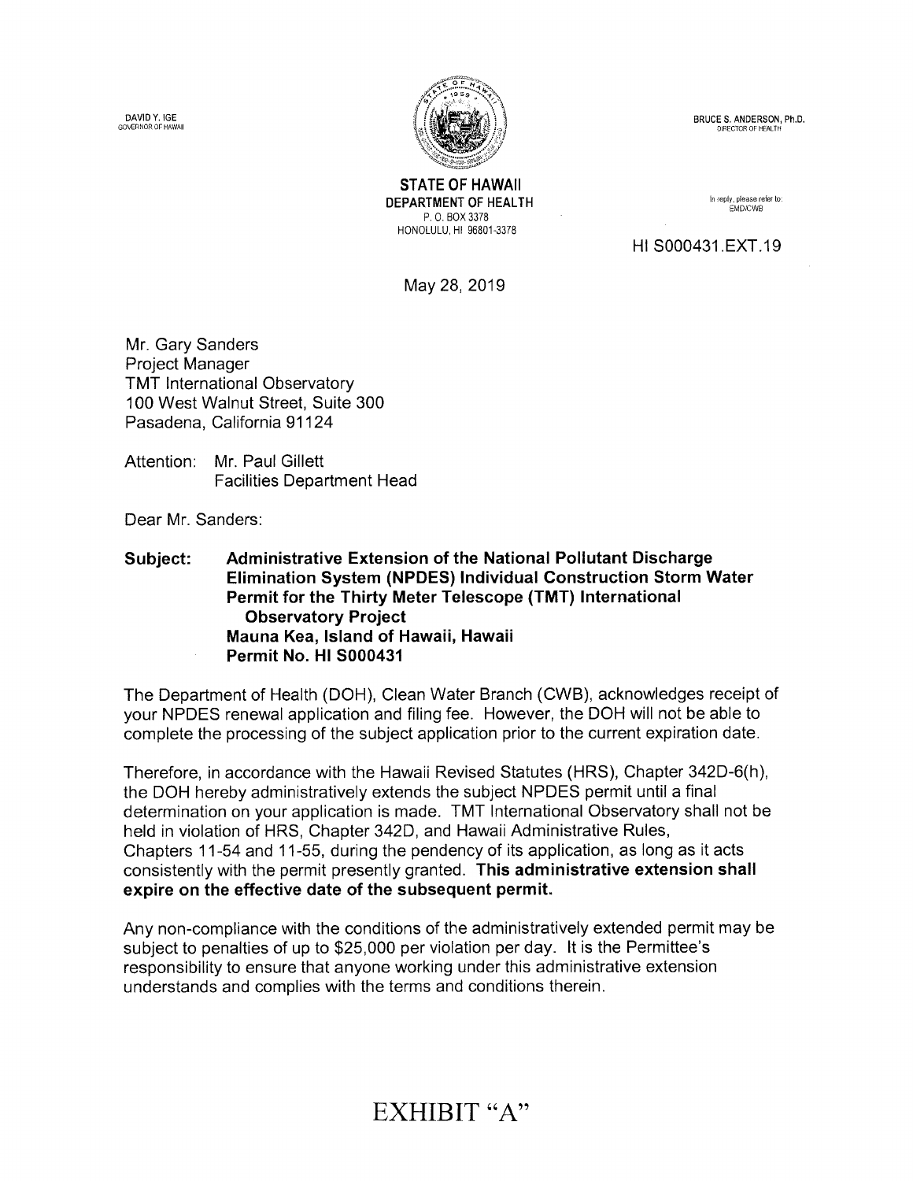DAVID Y. IGE
GOVERNOR OF HAWAII

BRUCE S. ANDERSON, Ph.D.
DIRECTOR OF HEALTH

**STATE OF HAWAII**
DEPARTMENT OF HEALTH
P. O. BOX 3378
HONOLULU, HI 96801-3378

In reply, please refer to:
EMD/CWB

HI S000431.EXT.19

May 28, 2019

Mr. Gary Sanders
Project Manager
TMT International Observatory
100 West Walnut Street, Suite 300
Pasadena, California 91124

Attention: Mr. Paul Gillett
Facilities Department Head

Dear Mr. Sanders:

**Subject: Administrative Extension of the National Pollutant Discharge Elimination System (NPDES) Individual Construction Storm Water Permit for the Thirty Meter Telescope (TMT) International Observatory Project**
**Mauna Kea, Island of Hawaii, Hawaii**
**Permit No. HI S000431**

The Department of Health (DOH), Clean Water Branch (CWB), acknowledges receipt of your NPDES renewal application and filing fee. However, the DOH will not be able to complete the processing of the subject application prior to the current expiration date.

Therefore, in accordance with the Hawaii Revised Statutes (HRS), Chapter 342D-6(h), the DOH hereby administratively extends the subject NPDES permit until a final determination on your application is made. TMT International Observatory shall not be held in violation of HRS, Chapter 342D, and Hawaii Administrative Rules, Chapters 11-54 and 11-55, during the pendency of its application, as long as it acts consistently with the permit presently granted. **This administrative extension shall expire on the effective date of the subsequent permit.**

Any non-compliance with the conditions of the administratively extended permit may be subject to penalties of up to $25,000 per violation per day. It is the Permittee's responsibility to ensure that anyone working under this administrative extension understands and complies with the terms and conditions therein.

EXHIBIT "A"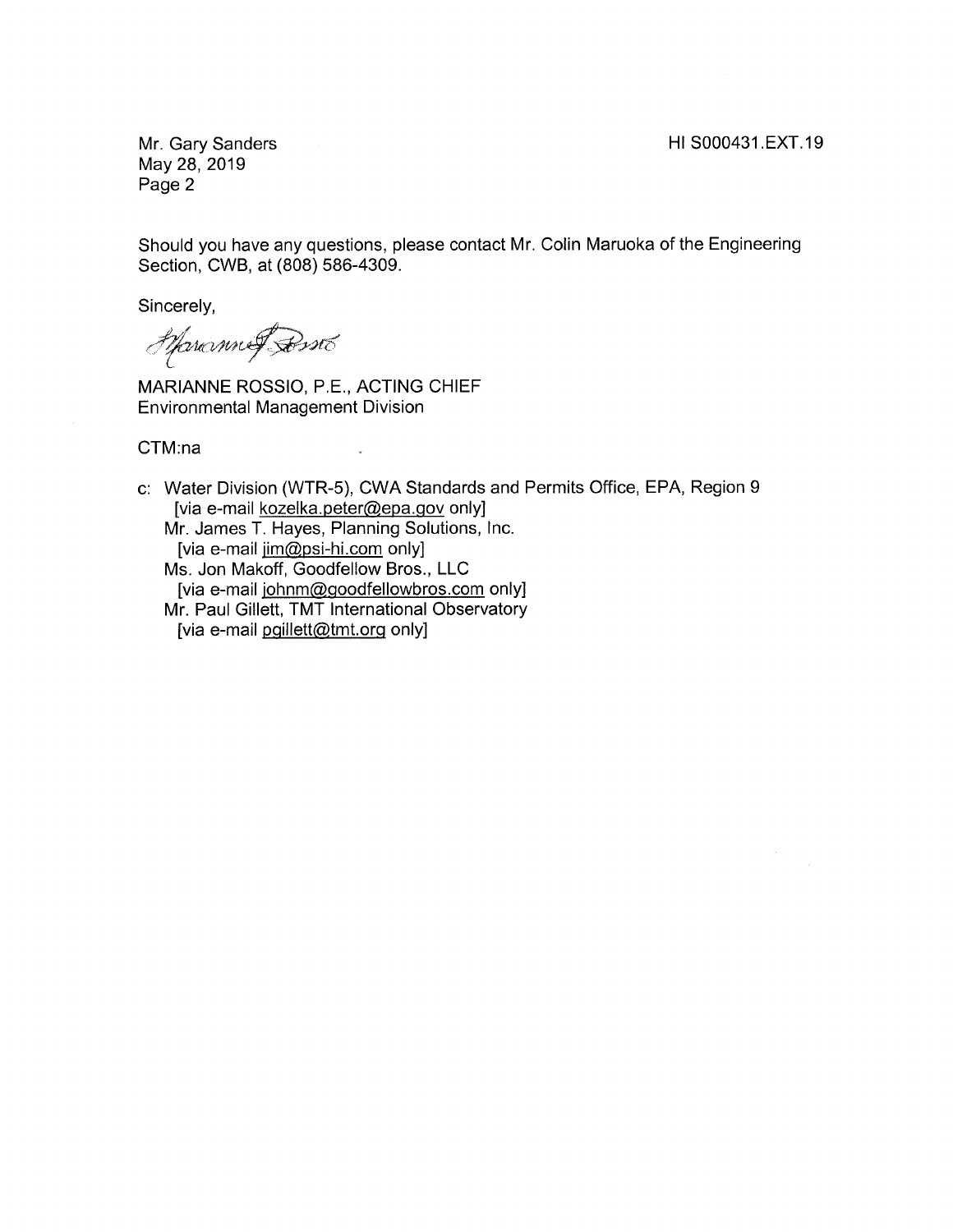Mr. Gary Sanders
May 28, 2019
Page 2

HI S000431.EXT.19

Should you have any questions, please contact Mr. Colin Maruoka of the Engineering Section, CWB, at (808) 586-4309.

Sincerely,

MARIANNE ROSSIO, P.E., ACTING CHIEF
Environmental Management Division

CTM:na

c: Water Division (WTR-5), CWA Standards and Permits Office, EPA, Region 9
[via e-mail kozelka.peter@epa.gov only]
Mr. James T. Hayes, Planning Solutions, Inc.
[via e-mail jim@psi-hi.com only]
Ms. Jon Makoff, Goodfellow Bros., LLC
[via e-mail johnm@goodfellowbros.com only]
Mr. Paul Gillett, TMT International Observatory
[via e-mail pgillett@tmt.org only]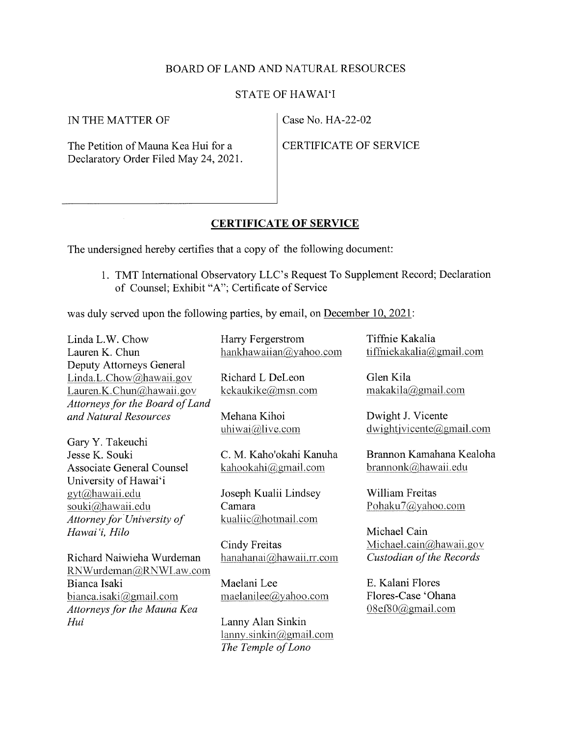BOARD OF LAND AND NATURAL RESOURCES

STATE OF HAWAIʻI

| IN THE MATTER OF<br><br>The Petition of Mauna Kea Hui for a Declaratory Order Filed May 24, 2021. | Case No. HA-22-02<br><br>CERTIFICATE OF SERVICE |
|---|---|

## CERTIFICATE OF SERVICE

The undersigned hereby certifies that a copy of the following document:

1. TMT International Observatory LLC's Request To Supplement Record; Declaration of Counsel; Exhibit "A"; Certificate of Service

was duly served upon the following parties, by email, on December 10, 2021:

Linda L.W. Chow
Lauren K. Chun
Deputy Attorneys General
Linda.L.Chow@hawaii.gov
Lauren.K.Chun@hawaii.gov
*Attorneys for the Board of Land and Natural Resources*

Gary Y. Takeuchi
Jesse K. Souki
Associate General Counsel
University of Hawaiʻi
gyt@hawaii.edu
souki@hawaii.edu
*Attorney for University of Hawaiʻi, Hilo*

Richard Naiwieha Wurdeman
RNWurdeman@RNWLaw.com
Bianca Isaki
bianca.isaki@gmail.com
*Attorneys for the Mauna Kea Hui*

Harry Fergerstrom
hankhawaiian@yahoo.com

Richard L DeLeon
kekaukike@msn.com

Mehana Kihoi
uhiwai@live.com

C. M. Kaho'okahi Kanuha
kahookahi@gmail.com

Joseph Kualii Lindsey Camara
kualiic@hotmail.com

Cindy Freitas
hanahanai@hawaii.rr.com

Maelani Lee
maelanilee@yahoo.com

Lanny Alan Sinkin
lanny.sinkin@gmail.com
*The Temple of Lono*

Tiffnie Kakalia
tiffniekakalia@gmail.com

Glen Kila
makakila@gmail.com

Dwight J. Vicente
dwightjvicente@gmail.com

Brannon Kamahana Kealoha
brannonk@hawaii.edu

William Freitas
Pohaku7@yahoo.com

Michael Cain
Michael.cain@hawaii.gov
*Custodian of the Records*

E. Kalani Flores
Flores-Case ʻOhana
08ef80@gmail.com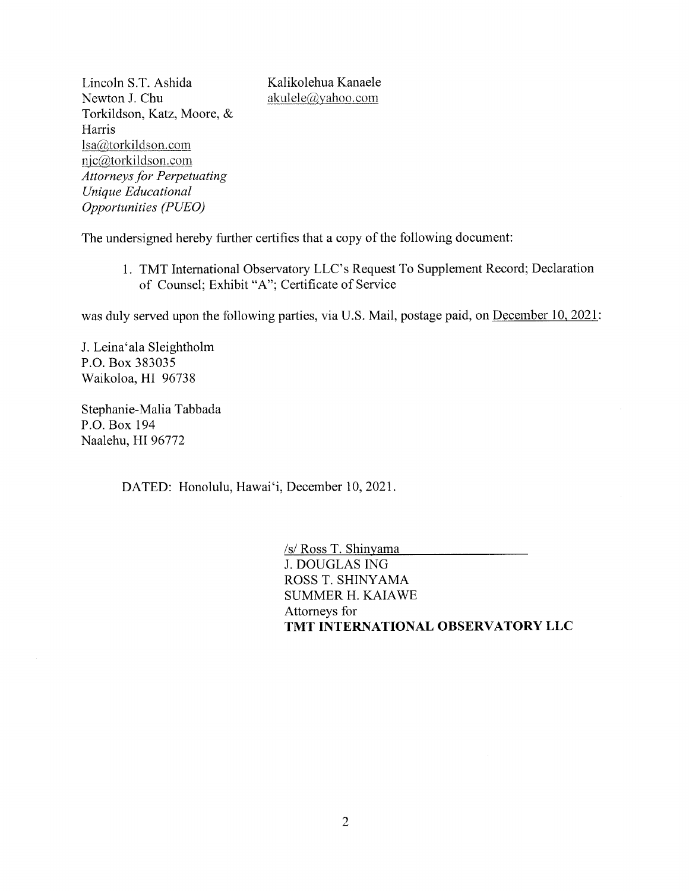Lincoln S.T. Ashida
Newton J. Chu
Torkildson, Katz, Moore, & Harris
lsa@torkildson.com
njc@torkildson.com
*Attorneys for Perpetuating Unique Educational Opportunities (PUEO)*

Kalikolehua Kanaele
akulele@yahoo.com

The undersigned hereby further certifies that a copy of the following document:

1. TMT International Observatory LLC's Request To Supplement Record; Declaration of Counsel; Exhibit "A"; Certificate of Service

was duly served upon the following parties, via U.S. Mail, postage paid, on December 10, 2021:

J. Leina'ala Sleightholm
P.O. Box 383035
Waikoloa, HI 96738

Stephanie-Malia Tabbada
P.O. Box 194
Naalehu, HI 96772

DATED: Honolulu, Hawai'i, December 10, 2021.

/s/ Ross T. Shinyama
J. DOUGLAS ING
ROSS T. SHINYAMA
SUMMER H. KAIAWE
Attorneys for
**TMT INTERNATIONAL OBSERVATORY LLC**